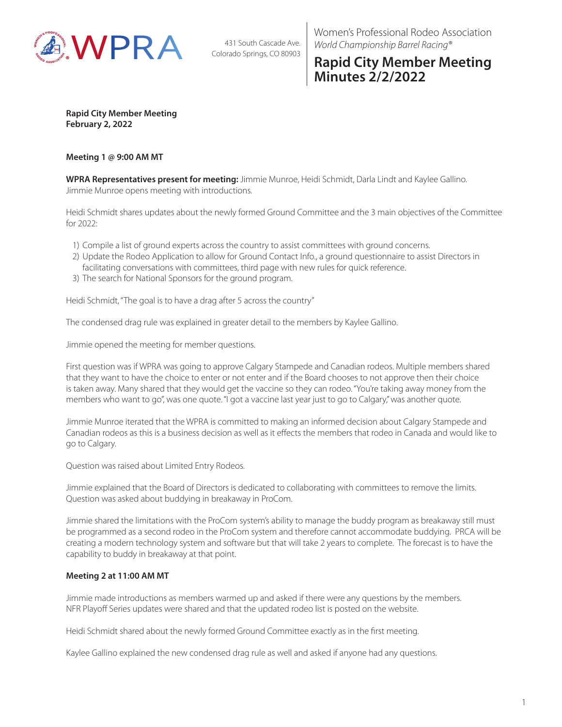431 South Cascade Ave.
Colorado Springs, CO 80903

Women's Professional Rodeo Association
*World Championship Barrel Racing®*

# Rapid City Member Meeting Minutes 2/2/2022

**Rapid City Member Meeting**
**February 2, 2022**

**Meeting 1 @ 9:00 AM MT**

**WPRA Representatives present for meeting:** Jimmie Munroe, Heidi Schmidt, Darla Lindt and Kaylee Gallino. Jimmie Munroe opens meeting with introductions.

Heidi Schmidt shares updates about the newly formed Ground Committee and the 3 main objectives of the Committee for 2022:

1) Compile a list of ground experts across the country to assist committees with ground concerns.
2) Update the Rodeo Application to allow for Ground Contact Info., a ground questionnaire to assist Directors in facilitating conversations with committees, third page with new rules for quick reference.
3) The search for National Sponsors for the ground program.

Heidi Schmidt, "The goal is to have a drag after 5 across the country"

The condensed drag rule was explained in greater detail to the members by Kaylee Gallino.

Jimmie opened the meeting for member questions.

First question was if WPRA was going to approve Calgary Stampede and Canadian rodeos. Multiple members shared that they want to have the choice to enter or not enter and if the Board chooses to not approve then their choice is taken away. Many shared that they would get the vaccine so they can rodeo. "You're taking away money from the members who want to go", was one quote. "I got a vaccine last year just to go to Calgary," was another quote.

Jimmie Munroe iterated that the WPRA is committed to making an informed decision about Calgary Stampede and Canadian rodeos as this is a business decision as well as it effects the members that rodeo in Canada and would like to go to Calgary.

Question was raised about Limited Entry Rodeos.

Jimmie explained that the Board of Directors is dedicated to collaborating with committees to remove the limits. Question was asked about buddying in breakaway in ProCom.

Jimmie shared the limitations with the ProCom system's ability to manage the buddy program as breakaway still must be programmed as a second rodeo in the ProCom system and therefore cannot accommodate buddying. PRCA will be creating a modern technology system and software but that will take 2 years to complete. The forecast is to have the capability to buddy in breakaway at that point.

**Meeting 2 at 11:00 AM MT**

Jimmie made introductions as members warmed up and asked if there were any questions by the members. NFR Playoff Series updates were shared and that the updated rodeo list is posted on the website.

Heidi Schmidt shared about the newly formed Ground Committee exactly as in the first meeting.

Kaylee Gallino explained the new condensed drag rule as well and asked if anyone had any questions.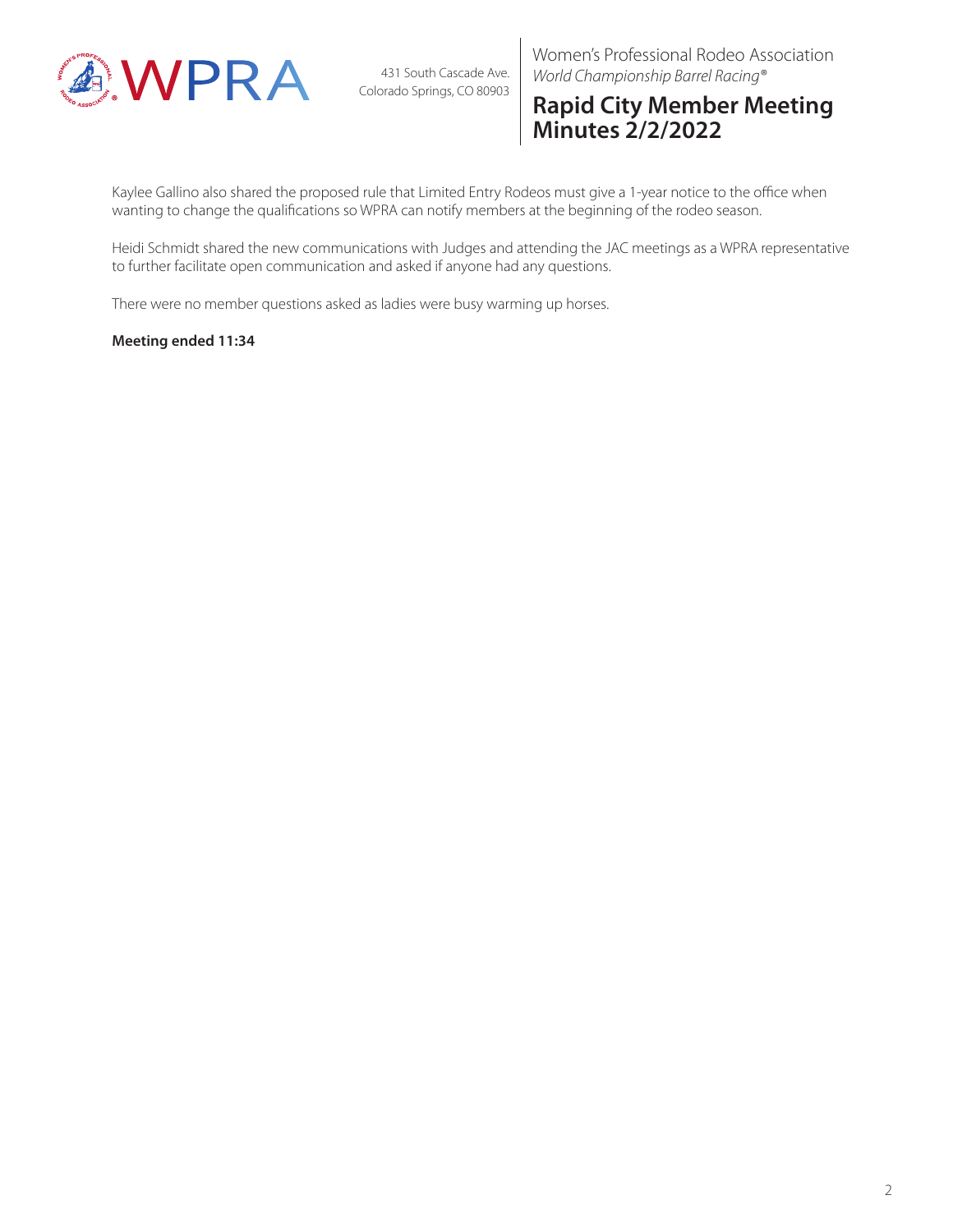Kaylee Gallino also shared the proposed rule that Limited Entry Rodeos must give a 1-year notice to the office when wanting to change the qualifications so WPRA can notify members at the beginning of the rodeo season.

Heidi Schmidt shared the new communications with Judges and attending the JAC meetings as a WPRA representative to further facilitate open communication and asked if anyone had any questions.

There were no member questions asked as ladies were busy warming up horses.

**Meeting ended 11:34**